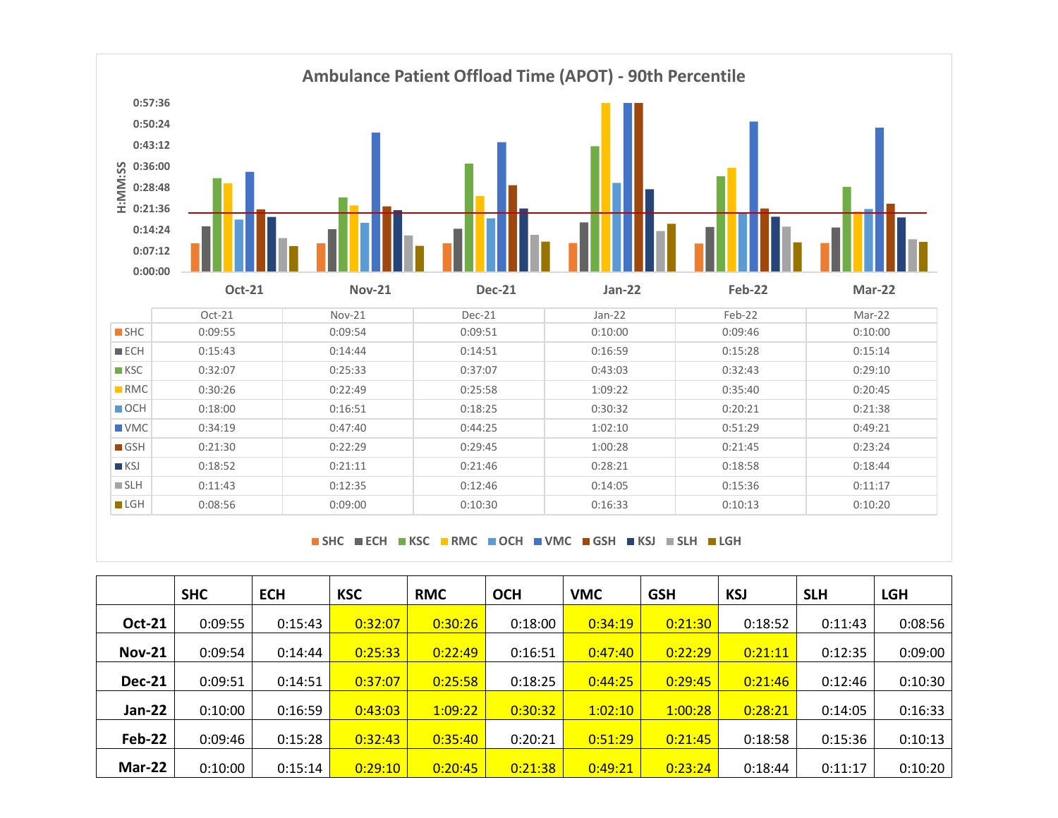## Ambulance Patient Offload Time (APOT) - 90th Percentile

|  | Oct-21 | Nov-21 | Dec-21 | Jan-22 | Feb-22 | Mar-22 |
|---|---|---|---|---|---|---|
| SHC | 0:09:55 | 0:09:54 | 0:09:51 | 0:10:00 | 0:09:46 | 0:10:00 |
| ECH | 0:15:43 | 0:14:44 | 0:14:51 | 0:16:59 | 0:15:28 | 0:15:14 |
| KSC | 0:32:07 | 0:25:33 | 0:37:07 | 0:43:03 | 0:32:43 | 0:29:10 |
| RMC | 0:30:26 | 0:22:49 | 0:25:58 | 1:09:22 | 0:35:40 | 0:20:45 |
| OCH | 0:18:00 | 0:16:51 | 0:18:25 | 0:30:32 | 0:20:21 | 0:21:38 |
| VMC | 0:34:19 | 0:47:40 | 0:44:25 | 1:02:10 | 0:51:29 | 0:49:21 |
| GSH | 0:21:30 | 0:22:29 | 0:29:45 | 1:00:28 | 0:21:45 | 0:23:24 |
| KSJ | 0:18:52 | 0:21:11 | 0:21:46 | 0:28:21 | 0:18:58 | 0:18:44 |
| SLH | 0:11:43 | 0:12:35 | 0:12:46 | 0:14:05 | 0:15:36 | 0:11:17 |
| LGH | 0:08:56 | 0:09:00 | 0:10:30 | 0:16:33 | 0:10:13 | 0:10:20 |

|  | SHC | ECH | KSC | RMC | OCH | VMC | GSH | KSJ | SLH | LGH |
|---|---|---|---|---|---|---|---|---|---|---|
| **Oct-21** | 0:09:55 | 0:15:43 | 0:32:07 | 0:30:26 | 0:18:00 | 0:34:19 | 0:21:30 | 0:18:52 | 0:11:43 | 0:08:56 |
| **Nov-21** | 0:09:54 | 0:14:44 | 0:25:33 | 0:22:49 | 0:16:51 | 0:47:40 | 0:22:29 | 0:21:11 | 0:12:35 | 0:09:00 |
| **Dec-21** | 0:09:51 | 0:14:51 | 0:37:07 | 0:25:58 | 0:18:25 | 0:44:25 | 0:29:45 | 0:21:46 | 0:12:46 | 0:10:30 |
| **Jan-22** | 0:10:00 | 0:16:59 | 0:43:03 | 1:09:22 | 0:30:32 | 1:02:10 | 1:00:28 | 0:28:21 | 0:14:05 | 0:16:33 |
| **Feb-22** | 0:09:46 | 0:15:28 | 0:32:43 | 0:35:40 | 0:20:21 | 0:51:29 | 0:21:45 | 0:18:58 | 0:15:36 | 0:10:13 |
| **Mar-22** | 0:10:00 | 0:15:14 | 0:29:10 | 0:20:45 | 0:21:38 | 0:49:21 | 0:23:24 | 0:18:44 | 0:11:17 | 0:10:20 |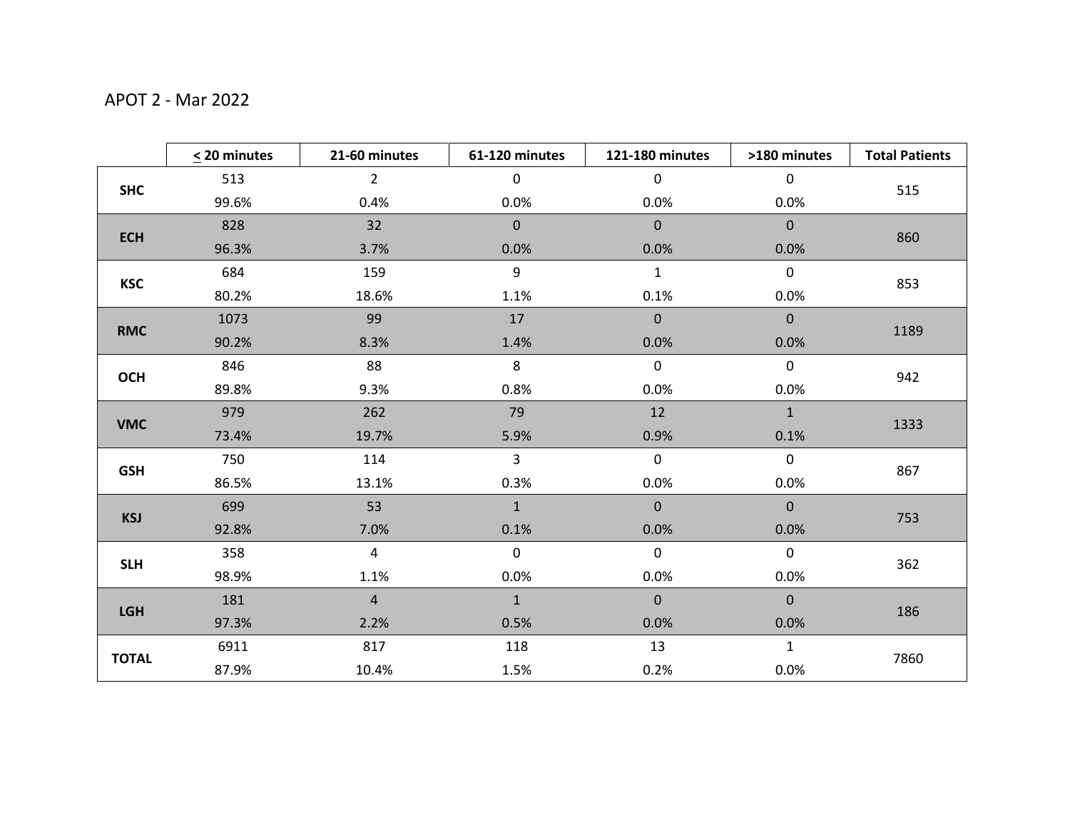APOT 2 - Mar 2022

| | ≤ 20 minutes | 21-60 minutes | 61-120 minutes | 121-180 minutes | >180 minutes | Total Patients |
|---|---|---|---|---|---|---|
| **SHC** | 513<br>99.6% | 2<br>0.4% | 0<br>0.0% | 0<br>0.0% | 0<br>0.0% | 515 |
| **ECH** | 828<br>96.3% | 32<br>3.7% | 0<br>0.0% | 0<br>0.0% | 0<br>0.0% | 860 |
| **KSC** | 684<br>80.2% | 159<br>18.6% | 9<br>1.1% | 1<br>0.1% | 0<br>0.0% | 853 |
| **RMC** | 1073<br>90.2% | 99<br>8.3% | 17<br>1.4% | 0<br>0.0% | 0<br>0.0% | 1189 |
| **OCH** | 846<br>89.8% | 88<br>9.3% | 8<br>0.8% | 0<br>0.0% | 0<br>0.0% | 942 |
| **VMC** | 979<br>73.4% | 262<br>19.7% | 79<br>5.9% | 12<br>0.9% | 1<br>0.1% | 1333 |
| **GSH** | 750<br>86.5% | 114<br>13.1% | 3<br>0.3% | 0<br>0.0% | 0<br>0.0% | 867 |
| **KSJ** | 699<br>92.8% | 53<br>7.0% | 1<br>0.1% | 0<br>0.0% | 0<br>0.0% | 753 |
| **SLH** | 358<br>98.9% | 4<br>1.1% | 0<br>0.0% | 0<br>0.0% | 0<br>0.0% | 362 |
| **LGH** | 181<br>97.3% | 4<br>2.2% | 1<br>0.5% | 0<br>0.0% | 0<br>0.0% | 186 |
| **TOTAL** | 6911<br>87.9% | 817<br>10.4% | 118<br>1.5% | 13<br>0.2% | 1<br>0.0% | 7860 |